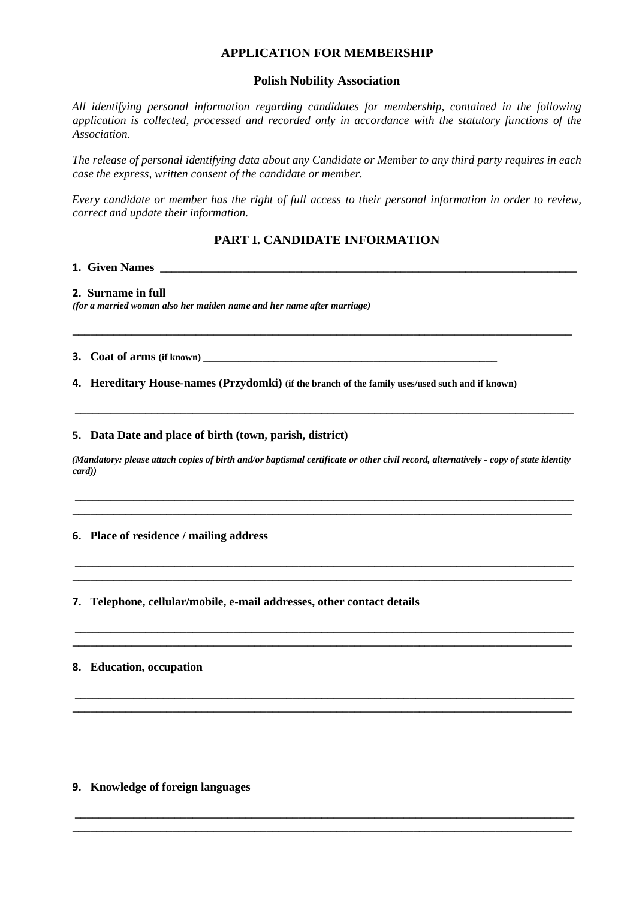**APPLICATION FOR MEMBERSHIP**

**Polish Nobility Association**

*All identifying personal information regarding candidates for membership, contained in the following application is collected, processed and recorded only in accordance with the statutory functions of the Association.*

*The release of personal identifying data about any Candidate or Member to any third party requires in each case the express, written consent of the candidate or member.*

*Every candidate or member has the right of full access to their personal information in order to review, correct and update their information.*

## PART I. CANDIDATE INFORMATION

**1. Given Names** ______________________________________________________________________

**2. Surname in full**
***(for a married woman also her maiden name and her name after marriage)***

______________________________________________________________________________

**3. Coat of arms (if known)** ______________________________________________________

**4. Hereditary House-names (Przydomki) (if the branch of the family uses/used such and if known)**

______________________________________________________________________________

**5. Data Date and place of birth (town, parish, district)**

***(Mandatory: please attach copies of birth and/or baptismal certificate or other civil record, alternatively - copy of state identity card))***

______________________________________________________________________________
______________________________________________________________________________

**6. Place of residence / mailing address**

______________________________________________________________________________
______________________________________________________________________________

**7. Telephone, cellular/mobile, e-mail addresses, other contact details**

______________________________________________________________________________
______________________________________________________________________________

**8. Education, occupation**

______________________________________________________________________________
______________________________________________________________________________

**9. Knowledge of foreign languages**

______________________________________________________________________________
______________________________________________________________________________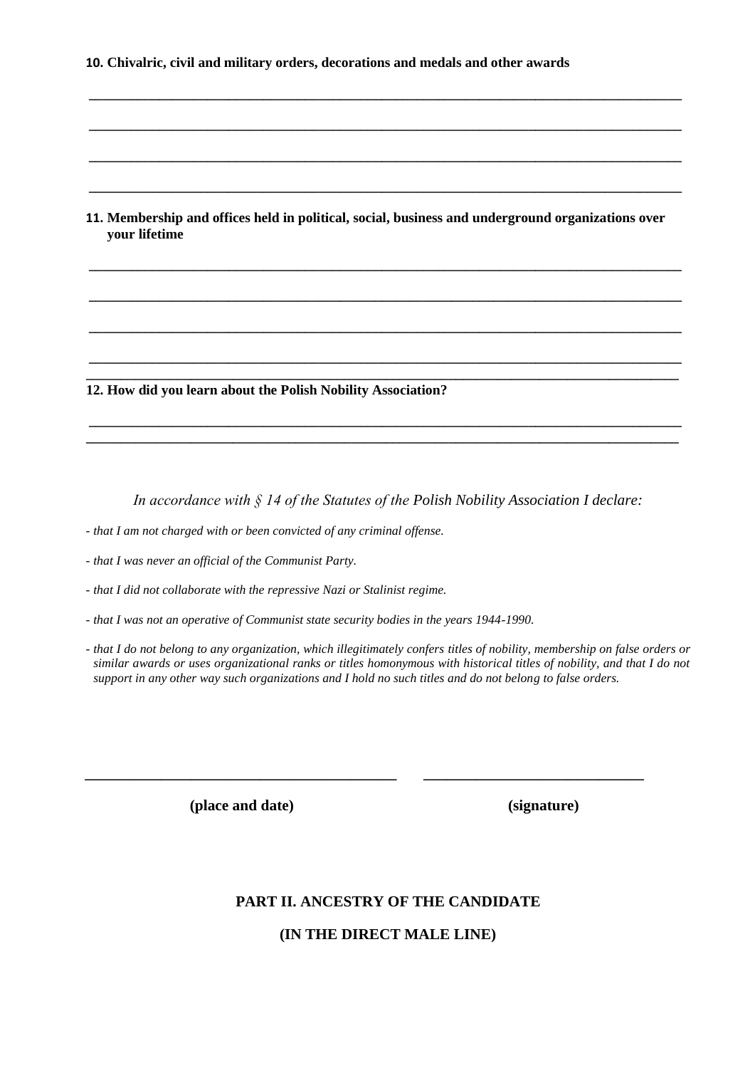**10. Chivalric, civil and military orders, decorations and medals and other awards**

\_\_\_\_\_\_\_\_\_\_\_\_\_\_\_\_\_\_\_\_\_\_\_\_\_\_\_\_\_\_\_\_\_\_\_\_\_\_\_\_\_\_\_\_\_\_\_\_\_\_\_\_\_\_\_\_\_\_\_\_\_\_\_\_\_\_\_\_\_\_\_\_\_\_

\_\_\_\_\_\_\_\_\_\_\_\_\_\_\_\_\_\_\_\_\_\_\_\_\_\_\_\_\_\_\_\_\_\_\_\_\_\_\_\_\_\_\_\_\_\_\_\_\_\_\_\_\_\_\_\_\_\_\_\_\_\_\_\_\_\_\_\_\_\_\_\_\_\_

\_\_\_\_\_\_\_\_\_\_\_\_\_\_\_\_\_\_\_\_\_\_\_\_\_\_\_\_\_\_\_\_\_\_\_\_\_\_\_\_\_\_\_\_\_\_\_\_\_\_\_\_\_\_\_\_\_\_\_\_\_\_\_\_\_\_\_\_\_\_\_\_\_\_

\_\_\_\_\_\_\_\_\_\_\_\_\_\_\_\_\_\_\_\_\_\_\_\_\_\_\_\_\_\_\_\_\_\_\_\_\_\_\_\_\_\_\_\_\_\_\_\_\_\_\_\_\_\_\_\_\_\_\_\_\_\_\_\_\_\_\_\_\_\_\_\_\_\_

**11. Membership and offices held in political, social, business and underground organizations over your lifetime**

\_\_\_\_\_\_\_\_\_\_\_\_\_\_\_\_\_\_\_\_\_\_\_\_\_\_\_\_\_\_\_\_\_\_\_\_\_\_\_\_\_\_\_\_\_\_\_\_\_\_\_\_\_\_\_\_\_\_\_\_\_\_\_\_\_\_\_\_\_\_\_\_\_\_

\_\_\_\_\_\_\_\_\_\_\_\_\_\_\_\_\_\_\_\_\_\_\_\_\_\_\_\_\_\_\_\_\_\_\_\_\_\_\_\_\_\_\_\_\_\_\_\_\_\_\_\_\_\_\_\_\_\_\_\_\_\_\_\_\_\_\_\_\_\_\_\_\_\_

\_\_\_\_\_\_\_\_\_\_\_\_\_\_\_\_\_\_\_\_\_\_\_\_\_\_\_\_\_\_\_\_\_\_\_\_\_\_\_\_\_\_\_\_\_\_\_\_\_\_\_\_\_\_\_\_\_\_\_\_\_\_\_\_\_\_\_\_\_\_\_\_\_\_

\_\_\_\_\_\_\_\_\_\_\_\_\_\_\_\_\_\_\_\_\_\_\_\_\_\_\_\_\_\_\_\_\_\_\_\_\_\_\_\_\_\_\_\_\_\_\_\_\_\_\_\_\_\_\_\_\_\_\_\_\_\_\_\_\_\_\_\_\_\_\_\_\_\_

\_\_\_\_\_\_\_\_\_\_\_\_\_\_\_\_\_\_\_\_\_\_\_\_\_\_\_\_\_\_\_\_\_\_\_\_\_\_\_\_\_\_\_\_\_\_\_\_\_\_\_\_\_\_\_\_\_\_\_\_\_\_\_\_\_\_\_\_\_\_\_\_\_\_

**12. How did you learn about the Polish Nobility Association?**

\_\_\_\_\_\_\_\_\_\_\_\_\_\_\_\_\_\_\_\_\_\_\_\_\_\_\_\_\_\_\_\_\_\_\_\_\_\_\_\_\_\_\_\_\_\_\_\_\_\_\_\_\_\_\_\_\_\_\_\_\_\_\_\_\_\_\_\_\_\_\_\_\_\_

\_\_\_\_\_\_\_\_\_\_\_\_\_\_\_\_\_\_\_\_\_\_\_\_\_\_\_\_\_\_\_\_\_\_\_\_\_\_\_\_\_\_\_\_\_\_\_\_\_\_\_\_\_\_\_\_\_\_\_\_\_\_\_\_\_\_\_\_\_\_\_\_\_\_

*In accordance with § 14 of the Statutes of the Polish Nobility Association I declare:*

*- that I am not charged with or been convicted of any criminal offense.*

*- that I was never an official of the Communist Party.*

*- that I did not collaborate with the repressive Nazi or Stalinist regime.*

*- that I was not an operative of Communist state security bodies in the years 1944-1990.*

*- that I do not belong to any organization, which illegitimately confers titles of nobility, membership on false orders or similar awards or uses organizational ranks or titles homonymous with historical titles of nobility, and that I do not support in any other way such organizations and I hold no such titles and do not belong to false orders.*

\_\_\_\_\_\_\_\_\_\_\_\_\_\_\_\_\_\_\_\_\_\_\_\_\_\_\_\_\_\_\_\_\_\_\_\_ \_\_\_\_\_\_\_\_\_\_\_\_\_\_\_\_\_\_\_\_\_\_\_\_\_\_\_\_

**(place and date)** **(signature)**

## PART II. ANCESTRY OF THE CANDIDATE

## (IN THE DIRECT MALE LINE)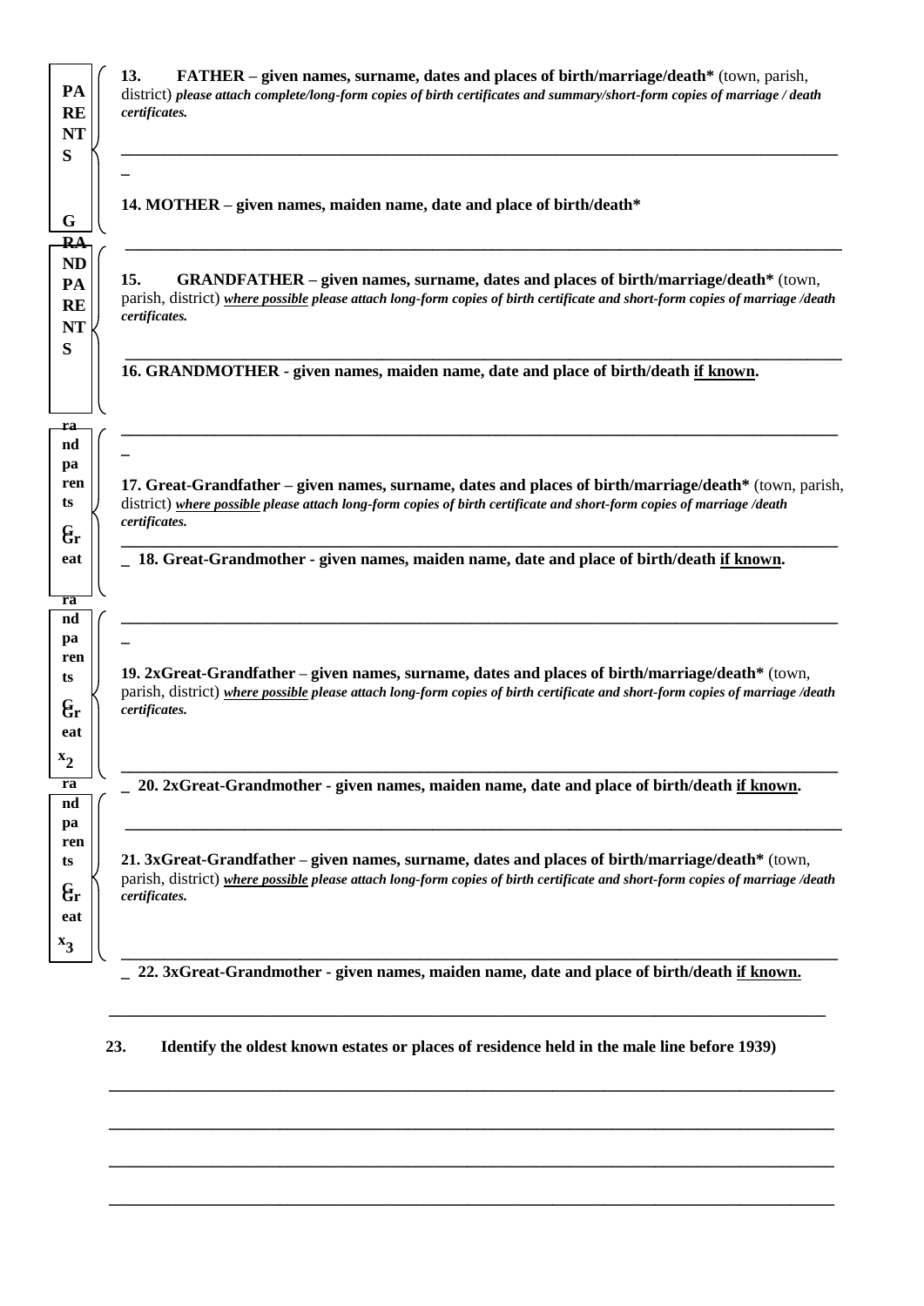**PARENTS**

**13. FATHER – given names, surname, dates and places of birth/marriage/death*** (town, parish, district) ***please attach complete/long-form copies of birth certificates and summary/short-form copies of marriage / death certificates.***

_______________________________________________________________________________

**14. MOTHER – given names, maiden name, date and place of birth/death***

_______________________________________________________________________________

**GRANDPARENTS**

**15. GRANDFATHER – given names, surname, dates and places of birth/marriage/death*** (town, parish, district) ***where possible please attach long-form copies of birth certificate and short-form copies of marriage /death certificates.***

_______________________________________________________________________________

**16. GRANDMOTHER - given names, maiden name, date and place of birth/death if known.**

_______________________________________________________________________________

**Great Grandparents**

**17. Great-Grandfather – given names, surname, dates and places of birth/marriage/death*** (town, parish, district) ***where possible please attach long-form copies of birth certificate and short-form copies of marriage /death certificates.***

_______________________________________________________________________________

**18. Great-Grandmother - given names, maiden name, date and place of birth/death if known.**

_______________________________________________________________________________

**Great x2 Grandparents**

**19. 2xGreat-Grandfather – given names, surname, dates and places of birth/marriage/death*** (town, parish, district) ***where possible please attach long-form copies of birth certificate and short-form copies of marriage /death certificates.***

_______________________________________________________________________________

**20. 2xGreat-Grandmother - given names, maiden name, date and place of birth/death if known.**

_______________________________________________________________________________

**Great x3 Grandparents**

**21. 3xGreat-Grandfather – given names, surname, dates and places of birth/marriage/death*** (town, parish, district) ***where possible please attach long-form copies of birth certificate and short-form copies of marriage /death certificates.***

_______________________________________________________________________________

**22. 3xGreat-Grandmother - given names, maiden name, date and place of birth/death if known.**

_______________________________________________________________________________

**23. Identify the oldest known estates or places of residence held in the male line before 1939)**

_______________________________________________________________________________

_______________________________________________________________________________

_______________________________________________________________________________

_______________________________________________________________________________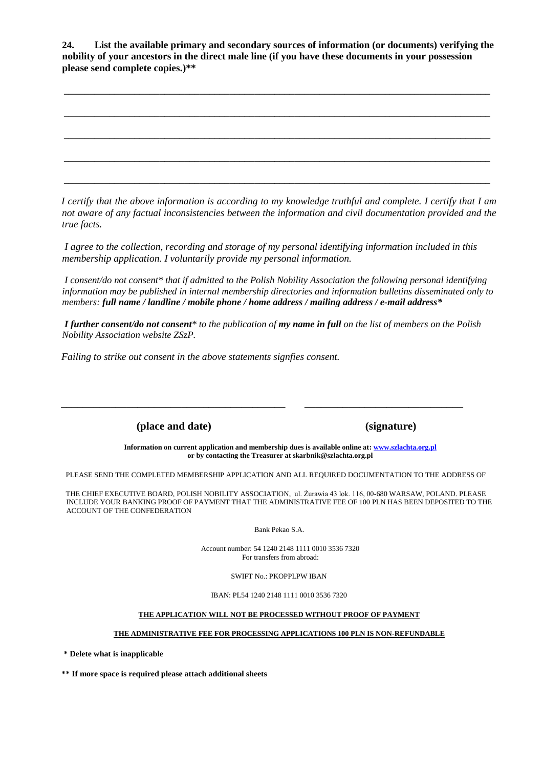**24. List the available primary and secondary sources of information (or documents) verifying the nobility of your ancestors in the direct male line (if you have these documents in your possession please send complete copies.)****

\_\_\_\_\_\_\_\_\_\_\_\_\_\_\_\_\_\_\_\_\_\_\_\_\_\_\_\_\_\_\_\_\_\_\_\_\_\_\_\_\_\_\_\_\_\_\_\_\_\_\_\_\_\_\_\_\_\_\_\_\_\_\_\_\_\_\_\_\_\_\_\_\_\_\_\_\_\_\_\_

\_\_\_\_\_\_\_\_\_\_\_\_\_\_\_\_\_\_\_\_\_\_\_\_\_\_\_\_\_\_\_\_\_\_\_\_\_\_\_\_\_\_\_\_\_\_\_\_\_\_\_\_\_\_\_\_\_\_\_\_\_\_\_\_\_\_\_\_\_\_\_\_\_\_\_\_\_\_\_\_

\_\_\_\_\_\_\_\_\_\_\_\_\_\_\_\_\_\_\_\_\_\_\_\_\_\_\_\_\_\_\_\_\_\_\_\_\_\_\_\_\_\_\_\_\_\_\_\_\_\_\_\_\_\_\_\_\_\_\_\_\_\_\_\_\_\_\_\_\_\_\_\_\_\_\_\_\_\_\_\_

\_\_\_\_\_\_\_\_\_\_\_\_\_\_\_\_\_\_\_\_\_\_\_\_\_\_\_\_\_\_\_\_\_\_\_\_\_\_\_\_\_\_\_\_\_\_\_\_\_\_\_\_\_\_\_\_\_\_\_\_\_\_\_\_\_\_\_\_\_\_\_\_\_\_\_\_\_\_\_\_

\_\_\_\_\_\_\_\_\_\_\_\_\_\_\_\_\_\_\_\_\_\_\_\_\_\_\_\_\_\_\_\_\_\_\_\_\_\_\_\_\_\_\_\_\_\_\_\_\_\_\_\_\_\_\_\_\_\_\_\_\_\_\_\_\_\_\_\_\_\_\_\_\_\_\_\_\_\_\_\_

*I certify that the above information is according to my knowledge truthful and complete. I certify that I am not aware of any factual inconsistencies between the information and civil documentation provided and the true facts.*

*I agree to the collection, recording and storage of my personal identifying information included in this membership application. I voluntarily provide my personal information.*

*I consent/do not consent* that if admitted to the Polish Nobility Association the following personal identifying information may be published in internal membership directories and information bulletins disseminated only to members:* ***full name / landline / mobile phone / home address / mailing address / e-mail address****

***I further consent/do not consent**** *to the publication of* ***my name in full*** *on the list of members on the Polish Nobility Association website ZSzP.*

*Failing to strike out consent in the above statements signfies consent.*

\_\_\_\_\_\_\_\_\_\_\_\_\_\_\_\_\_\_\_\_\_\_\_\_\_\_\_\_\_\_\_\_\_\_\_\_\_\_ \_\_\_\_\_\_\_\_\_\_\_\_\_\_\_\_\_\_\_\_\_\_\_\_\_\_\_\_

**(place and date)** **(signature)**

**Information on current application and membership dues is available online at: www.szlachta.org.pl or by contacting the Treasurer at skarbnik@szlachta.org.pl**

PLEASE SEND THE COMPLETED MEMBERSHIP APPLICATION AND ALL REQUIRED DOCUMENTATION TO THE ADDRESS OF

THE CHIEF EXECUTIVE BOARD, POLISH NOBILITY ASSOCIATION, ul. Żurawia 43 lok. 116, 00-680 WARSAW, POLAND. PLEASE INCLUDE YOUR BANKING PROOF OF PAYMENT THAT THE ADMINISTRATIVE FEE OF 100 PLN HAS BEEN DEPOSITED TO THE ACCOUNT OF THE CONFEDERATION

Bank Pekao S.A.

Account number: 54 1240 2148 1111 0010 3536 7320
For transfers from abroad:

SWIFT No.: PKOPPLPW IBAN

IBAN: PL54 1240 2148 1111 0010 3536 7320

**THE APPLICATION WILL NOT BE PROCESSED WITHOUT PROOF OF PAYMENT**

**THE ADMINISTRATIVE FEE FOR PROCESSING APPLICATIONS 100 PLN IS NON-REFUNDABLE**

**\* Delete what is inapplicable**

**\*\* If more space is required please attach additional sheets**